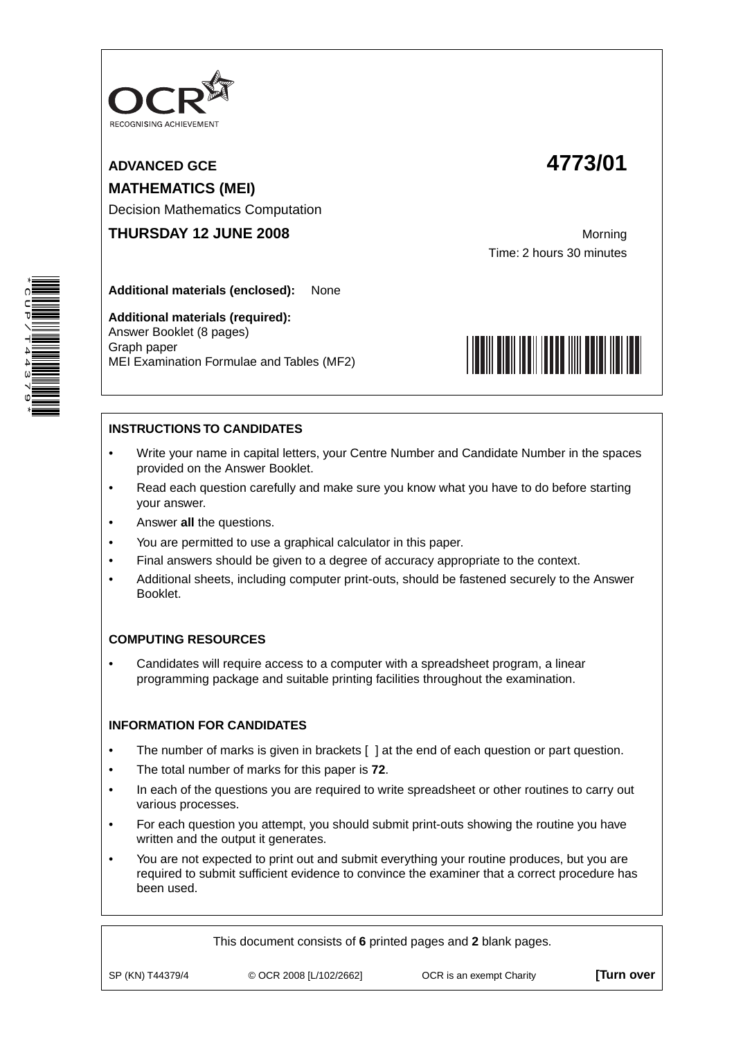OCR
RECOGNISING ACHIEVEMENT

**ADVANCED GCE** **4773/01**

**MATHEMATICS (MEI)**

Decision Mathematics Computation

**THURSDAY 12 JUNE 2008**

Morning

Time: 2 hours 30 minutes

**Additional materials (enclosed):** None

**Additional materials (required):**
Answer Booklet (8 pages)
Graph paper
MEI Examination Formulae and Tables (MF2)

**INSTRUCTIONS TO CANDIDATES**

- Write your name in capital letters, your Centre Number and Candidate Number in the spaces provided on the Answer Booklet.
- Read each question carefully and make sure you know what you have to do before starting your answer.
- Answer **all** the questions.
- You are permitted to use a graphical calculator in this paper.
- Final answers should be given to a degree of accuracy appropriate to the context.
- Additional sheets, including computer print-outs, should be fastened securely to the Answer Booklet.

**COMPUTING RESOURCES**

- Candidates will require access to a computer with a spreadsheet program, a linear programming package and suitable printing facilities throughout the examination.

**INFORMATION FOR CANDIDATES**

- The number of marks is given in brackets [ ] at the end of each question or part question.
- The total number of marks for this paper is **72**.
- In each of the questions you are required to write spreadsheet or other routines to carry out various processes.
- For each question you attempt, you should submit print-outs showing the routine you have written and the output it generates.
- You are not expected to print out and submit everything your routine produces, but you are required to submit sufficient evidence to convince the examiner that a correct procedure has been used.

This document consists of **6** printed pages and **2** blank pages.

SP (KN) T44379/4 © OCR 2008 [L/102/2662] OCR is an exempt Charity **[Turn over**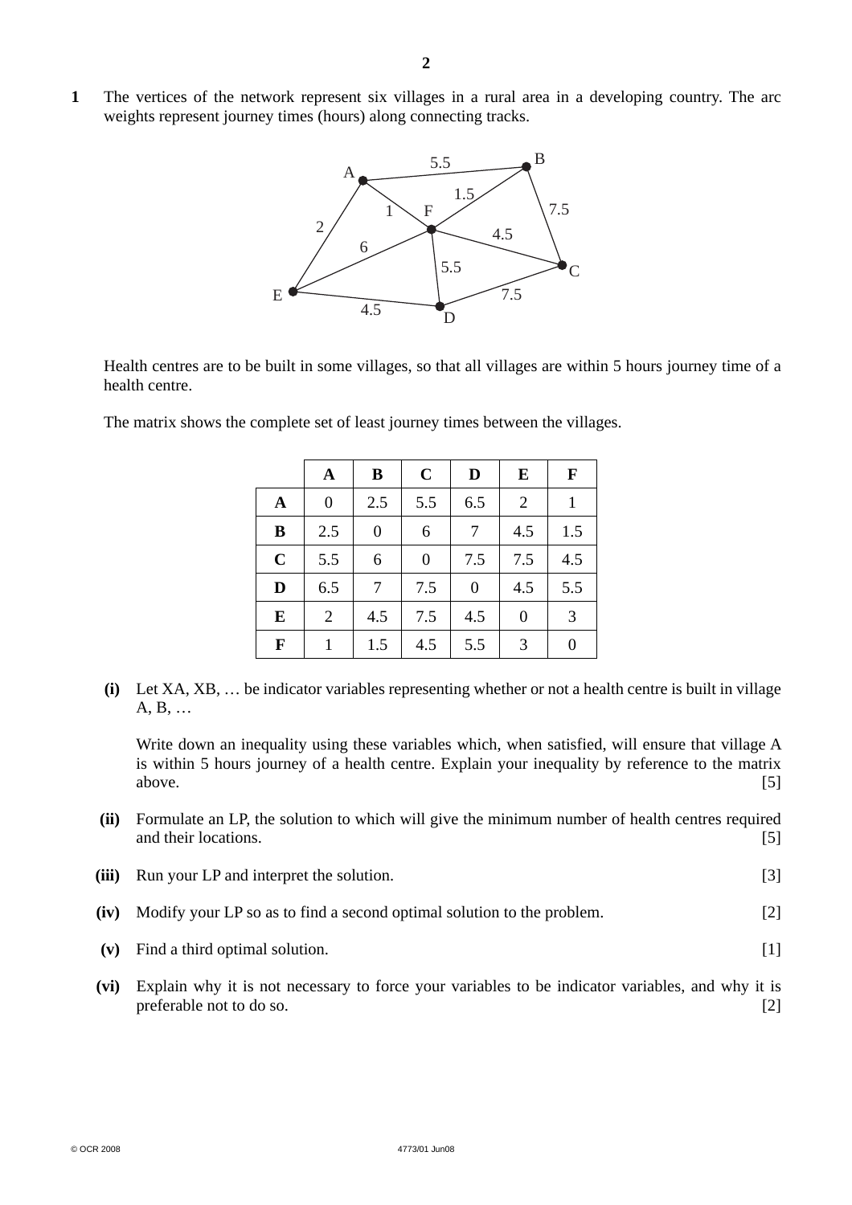**1** The vertices of the network represent six villages in a rural area in a developing country. The arc weights represent journey times (hours) along connecting tracks.

Health centres are to be built in some villages, so that all villages are within 5 hours journey time of a health centre.

The matrix shows the complete set of least journey times between the villages.

| | **A** | **B** | **C** | **D** | **E** | **F** |
|---|---|---|---|---|---|---|
| **A** | 0 | 2.5 | 5.5 | 6.5 | 2 | 1 |
| **B** | 2.5 | 0 | 6 | 7 | 4.5 | 1.5 |
| **C** | 5.5 | 6 | 0 | 7.5 | 7.5 | 4.5 |
| **D** | 6.5 | 7 | 7.5 | 0 | 4.5 | 5.5 |
| **E** | 2 | 4.5 | 7.5 | 4.5 | 0 | 3 |
| **F** | 1 | 1.5 | 4.5 | 5.5 | 3 | 0 |

**(i)** Let XA, XB, … be indicator variables representing whether or not a health centre is built in village A, B, …

Write down an inequality using these variables which, when satisfied, will ensure that village A is within 5 hours journey of a health centre. Explain your inequality by reference to the matrix above. [5]

**(ii)** Formulate an LP, the solution to which will give the minimum number of health centres required and their locations. [5]

**(iii)** Run your LP and interpret the solution. [3]

**(iv)** Modify your LP so as to find a second optimal solution to the problem. [2]

**(v)** Find a third optimal solution. [1]

**(vi)** Explain why it is not necessary to force your variables to be indicator variables, and why it is preferable not to do so. [2]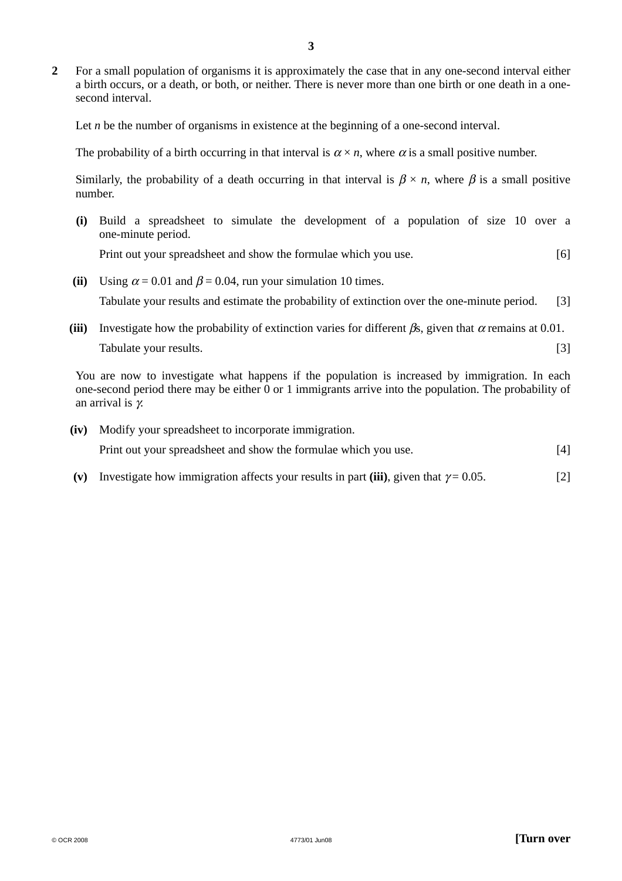**2** For a small population of organisms it is approximately the case that in any one-second interval either a birth occurs, or a death, or both, or neither. There is never more than one birth or one death in a one-second interval.

Let $n$ be the number of organisms in existence at the beginning of a one-second interval.

The probability of a birth occurring in that interval is $\alpha \times n$, where $\alpha$ is a small positive number.

Similarly, the probability of a death occurring in that interval is $\beta \times n$, where $\beta$ is a small positive number.

**(i)** Build a spreadsheet to simulate the development of a population of size 10 over a one-minute period.

Print out your spreadsheet and show the formulae which you use. [6]

**(ii)** Using $\alpha = 0.01$ and $\beta = 0.04$, run your simulation 10 times.

Tabulate your results and estimate the probability of extinction over the one-minute period. [3]

**(iii)** Investigate how the probability of extinction varies for different $\beta$s, given that $\alpha$ remains at 0.01.

Tabulate your results. [3]

You are now to investigate what happens if the population is increased by immigration. In each one-second period there may be either 0 or 1 immigrants arrive into the population. The probability of an arrival is $\gamma$.

**(iv)** Modify your spreadsheet to incorporate immigration.

Print out your spreadsheet and show the formulae which you use. [4]

**(v)** Investigate how immigration affects your results in part **(iii)**, given that $\gamma = 0.05$. [2]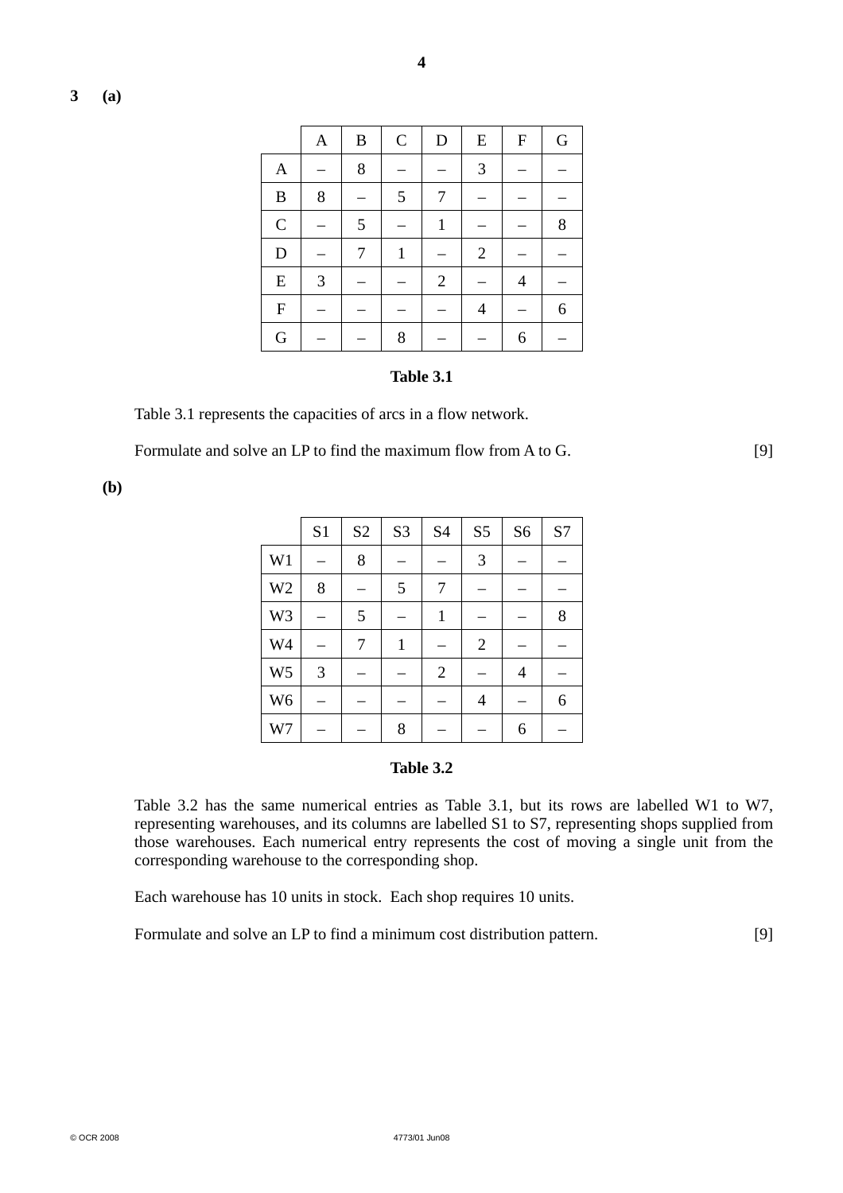**3** **(a)**

| | A | B | C | D | E | F | G |
|---|---|---|---|---|---|---|---|
| A | – | 8 | – | – | 3 | – | – |
| B | 8 | – | 5 | 7 | – | – | – |
| C | – | 5 | – | 1 | – | – | 8 |
| D | – | 7 | 1 | – | 2 | – | – |
| E | 3 | – | – | 2 | – | 4 | – |
| F | – | – | – | – | 4 | – | 6 |
| G | – | – | 8 | – | – | 6 | – |

**Table 3.1**

Table 3.1 represents the capacities of arcs in a flow network.

Formulate and solve an LP to find the maximum flow from A to G. [9]

**(b)**

| | S1 | S2 | S3 | S4 | S5 | S6 | S7 |
|---|---|---|---|---|---|---|---|
| W1 | – | 8 | – | – | 3 | – | – |
| W2 | 8 | – | 5 | 7 | – | – | – |
| W3 | – | 5 | – | 1 | – | – | 8 |
| W4 | – | 7 | 1 | – | 2 | – | – |
| W5 | 3 | – | – | 2 | – | 4 | – |
| W6 | – | – | – | – | 4 | – | 6 |
| W7 | – | – | 8 | – | – | 6 | – |

**Table 3.2**

Table 3.2 has the same numerical entries as Table 3.1, but its rows are labelled W1 to W7, representing warehouses, and its columns are labelled S1 to S7, representing shops supplied from those warehouses. Each numerical entry represents the cost of moving a single unit from the corresponding warehouse to the corresponding shop.

Each warehouse has 10 units in stock. Each shop requires 10 units.

Formulate and solve an LP to find a minimum cost distribution pattern. [9]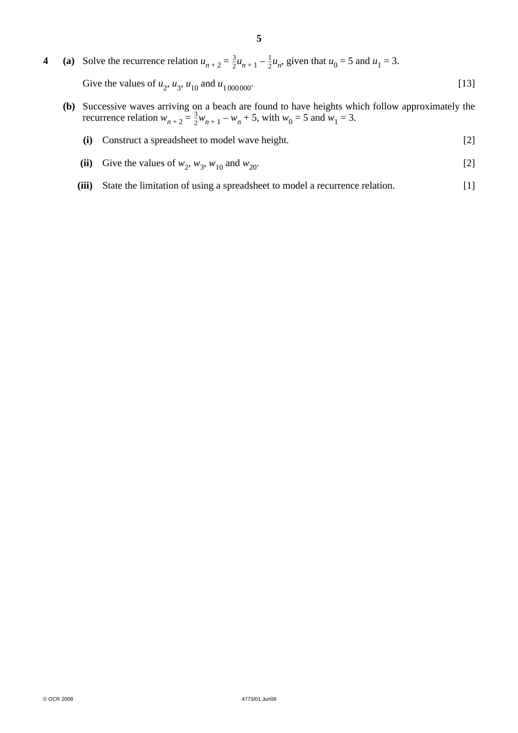**4** **(a)** Solve the recurrence relation $u_{n+2} = \frac{3}{2}u_{n+1} - \frac{1}{2}u_n$, given that $u_0 = 5$ and $u_1 = 3$.

Give the values of $u_2$, $u_3$, $u_{10}$ and $u_{1\,000\,000}$. [13]

**(b)** Successive waves arriving on a beach are found to have heights which follow approximately the recurrence relation $w_{n+2} = \frac{3}{2}w_{n+1} - w_n + 5$, with $w_0 = 5$ and $w_1 = 3$.

**(i)** Construct a spreadsheet to model wave height. [2]

**(ii)** Give the values of $w_2$, $w_3$, $w_{10}$ and $w_{20}$. [2]

**(iii)** State the limitation of using a spreadsheet to model a recurrence relation. [1]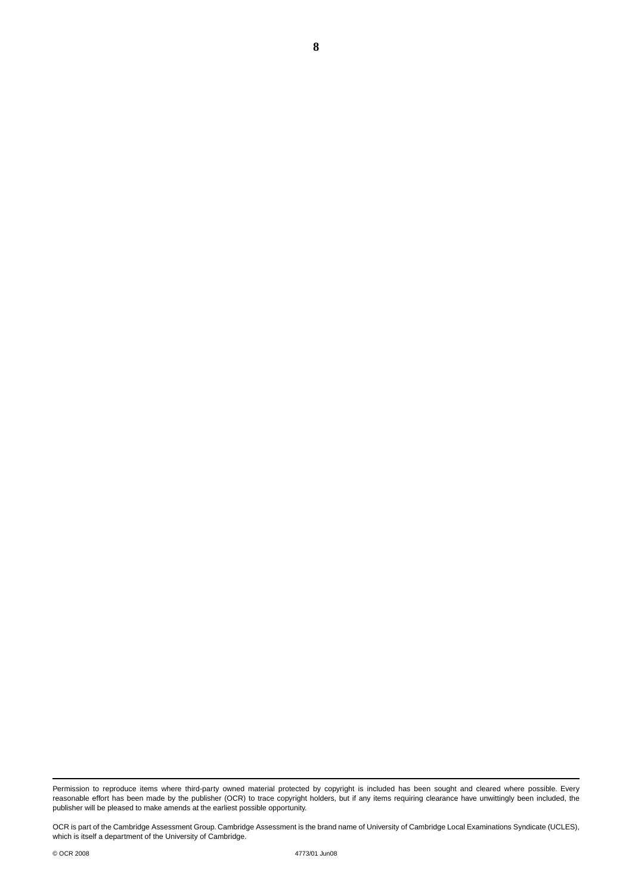Permission to reproduce items where third-party owned material protected by copyright is included has been sought and cleared where possible. Every reasonable effort has been made by the publisher (OCR) to trace copyright holders, but if any items requiring clearance have unwittingly been included, the publisher will be pleased to make amends at the earliest possible opportunity.

OCR is part of the Cambridge Assessment Group. Cambridge Assessment is the brand name of University of Cambridge Local Examinations Syndicate (UCLES), which is itself a department of the University of Cambridge.

© OCR 2008 4773/01 Jun08